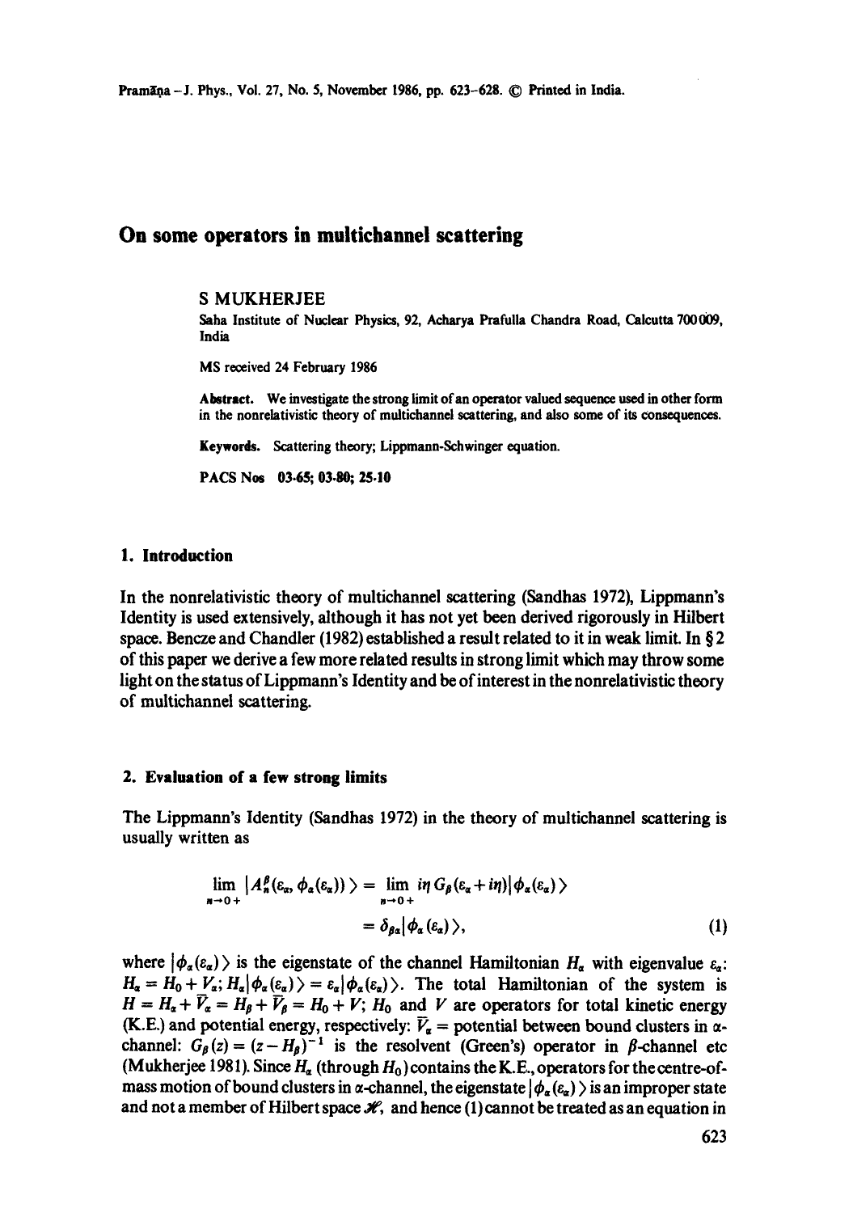# On some operators in multichannel scattering

S MUKHERJEE

Saha Institute of Nuclear Physics, 92, Acharya Prafulla Chandra Road, Calcutta 700009, India

MS received 24 February 1986

**Abstract.** We investigate the strong limit of an operator valued sequence used in other form in the nonrelativistic theory of multichannel scattering, and also some of its consequences.

**Keywords.** Scattering theory; Lippmann-Schwinger equation.

**PACS Nos** 03·65; 03·80; 25·10

## 1. Introduction

In the nonrelativistic theory of multichannel scattering (Sandhas 1972), Lippmann's Identity is used extensively, although it has not yet been derived rigorously in Hilbert space. Bencze and Chandler (1982) established a result related to it in weak limit. In § 2 of this paper we derive a few more related results in strong limit which may throw some light on the status of Lippmann's Identity and be of interest in the nonrelativistic theory of multichannel scattering.

## 2. Evaluation of a few strong limits

The Lippmann's Identity (Sandhas 1972) in the theory of multichannel scattering is usually written as

$$\lim_{\eta \to 0+} |A_\eta^\beta(\varepsilon_\alpha, \phi_\alpha(\varepsilon_\alpha))\rangle = \lim_{\eta \to 0+} i\eta\, G_\beta(\varepsilon_\alpha + i\eta)|\phi_\alpha(\varepsilon_\alpha)\rangle = \delta_{\beta\alpha}|\phi_\alpha(\varepsilon_\alpha)\rangle, \tag{1}$$

where $|\phi_\alpha(\varepsilon_\alpha)\rangle$ is the eigenstate of the channel Hamiltonian $H_\alpha$ with eigenvalue $\varepsilon_\alpha$: $H_\alpha = H_0 + V_\alpha$; $H_\alpha|\phi_\alpha(\varepsilon_\alpha)\rangle = \varepsilon_\alpha|\phi_\alpha(\varepsilon_\alpha)\rangle$. The total Hamiltonian of the system is $H = H_\alpha + \bar{V}_\alpha = H_\beta + \bar{V}_\beta = H_0 + V$; $H_0$ and $V$ are operators for total kinetic energy (K.E.) and potential energy, respectively: $\bar{V}_\alpha$ = potential between bound clusters in $\alpha$-channel: $G_\beta(z) = (z - H_\beta)^{-1}$ is the resolvent (Green's) operator in $\beta$-channel etc (Mukherjee 1981). Since $H_\alpha$ (through $H_0$) contains the K.E., operators for the centre-of-mass motion of bound clusters in $\alpha$-channel, the eigenstate $|\phi_\alpha(\varepsilon_\alpha)\rangle$ is an improper state and not a member of Hilbert space $\mathscr{H}$, and hence (1) cannot be treated as an equation in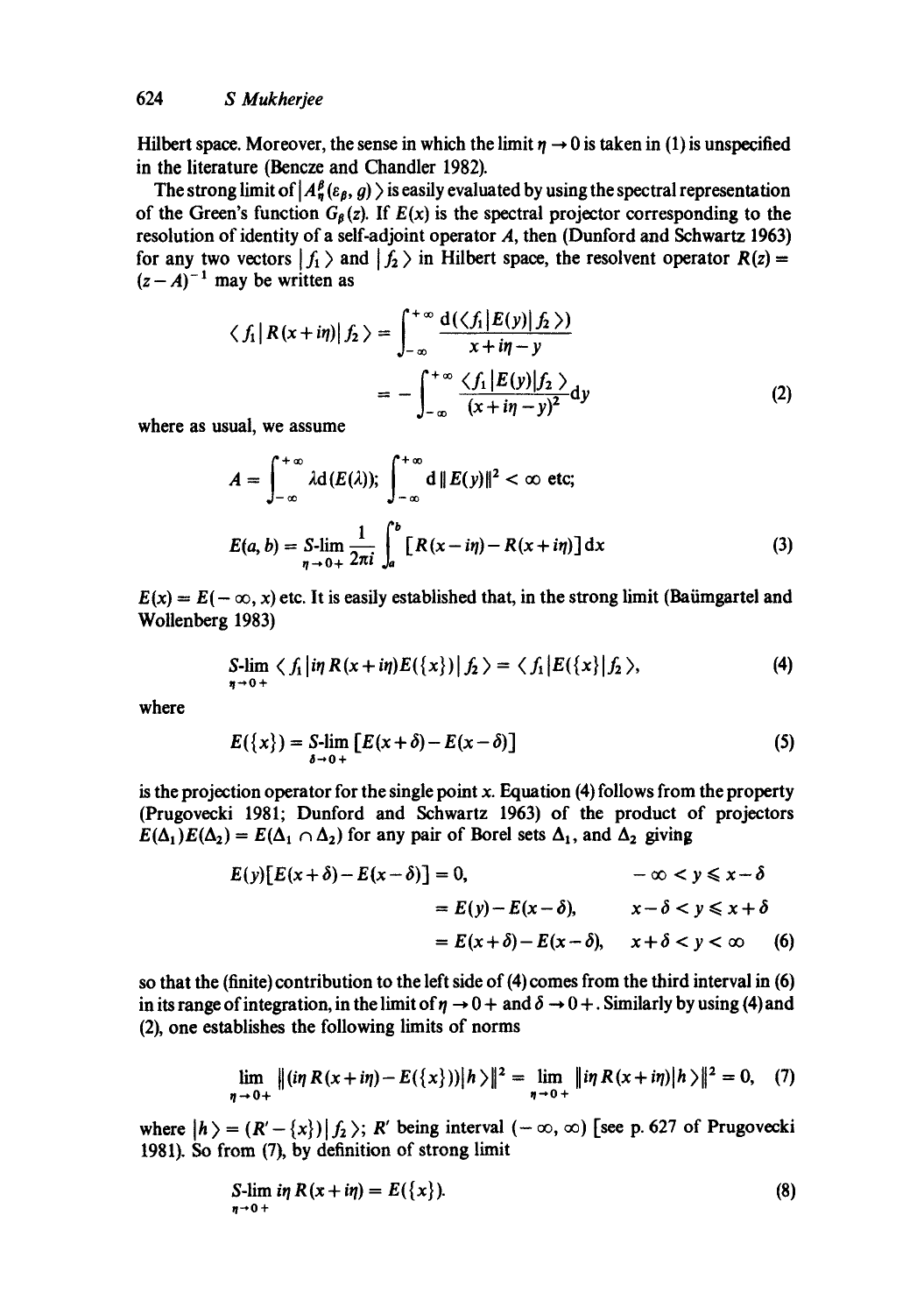Hilbert space. Moreover, the sense in which the limit $\eta \to 0$ is taken in (1) is unspecified in the literature (Bencze and Chandler 1982).

The strong limit of $|A_\eta^\beta(\varepsilon_\beta, g)\rangle$ is easily evaluated by using the spectral representation of the Green's function $G_\beta(z)$. If $E(x)$ is the spectral projector corresponding to the resolution of identity of a self-adjoint operator $A$, then (Dunford and Schwartz 1963) for any two vectors $|f_1\rangle$ and $|f_2\rangle$ in Hilbert space, the resolvent operator $R(z) = (z-A)^{-1}$ may be written as

$$\langle f_1 | R(x+i\eta) | f_2 \rangle = \int_{-\infty}^{+\infty} \frac{\mathrm{d}(\langle f_1 | E(y) | f_2 \rangle)}{x+i\eta-y}$$

$$= -\int_{-\infty}^{+\infty} \frac{\langle f_1 | E(y) | f_2 \rangle}{(x+i\eta-y)^2} \mathrm{d}y \tag{2}$$

where as usual, we assume

$$A = \int_{-\infty}^{+\infty} \lambda \mathrm{d}(E(\lambda)); \quad \int_{-\infty}^{+\infty} \mathrm{d}\, \| E(y) \|^2 < \infty \text{ etc;}$$

$$E(a,b) = \underset{\eta \to 0+}{S\text{-lim}} \frac{1}{2\pi i} \int_a^b [R(x-i\eta) - R(x+i\eta)]\, \mathrm{d}x \tag{3}$$

$E(x) = E(-\infty, x)$ etc. It is easily established that, in the strong limit (Baümgartel and Wollenberg 1983)

$$\underset{\eta \to 0+}{S\text{-lim}} \langle f_1 | i\eta R(x+i\eta) E(\{x\}) | f_2 \rangle = \langle f_1 | E(\{x\} | f_2 \rangle, \tag{4}$$

where

$$E(\{x\}) = \underset{\delta \to 0+}{S\text{-lim}} [E(x+\delta) - E(x-\delta)] \tag{5}$$

is the projection operator for the single point $x$. Equation (4) follows from the property (Prugovecki 1981; Dunford and Schwartz 1963) of the product of projectors $E(\Delta_1)E(\Delta_2) = E(\Delta_1 \cap \Delta_2)$ for any pair of Borel sets $\Delta_1$, and $\Delta_2$ giving

$$\begin{aligned} E(y)[E(x+\delta) - E(x-\delta)] &= 0, & -\infty < y \leqslant x-\delta \\ &= E(y) - E(x-\delta), & x-\delta < y \leqslant x+\delta \\ &= E(x+\delta) - E(x-\delta), & x+\delta < y < \infty \end{aligned} \tag{6}$$

so that the (finite) contribution to the left side of (4) comes from the third interval in (6) in its range of integration, in the limit of $\eta \to 0+$ and $\delta \to 0+$. Similarly by using (4) and (2), one establishes the following limits of norms

$$\lim_{\eta \to 0+} \| (i\eta R(x+i\eta) - E(\{x\})) | h \rangle \|^2 = \lim_{\eta \to 0+} \| i\eta R(x+i\eta) | h \rangle \|^2 = 0, \tag{7}$$

where $|h\rangle = (R' - \{x\}) | f_2 \rangle$; $R'$ being interval $(-\infty, \infty)$ [see p. 627 of Prugovecki 1981). So from (7), by definition of strong limit

$$\underset{\eta \to 0+}{S\text{-lim}}\, i\eta R(x+i\eta) = E(\{x\}). \tag{8}$$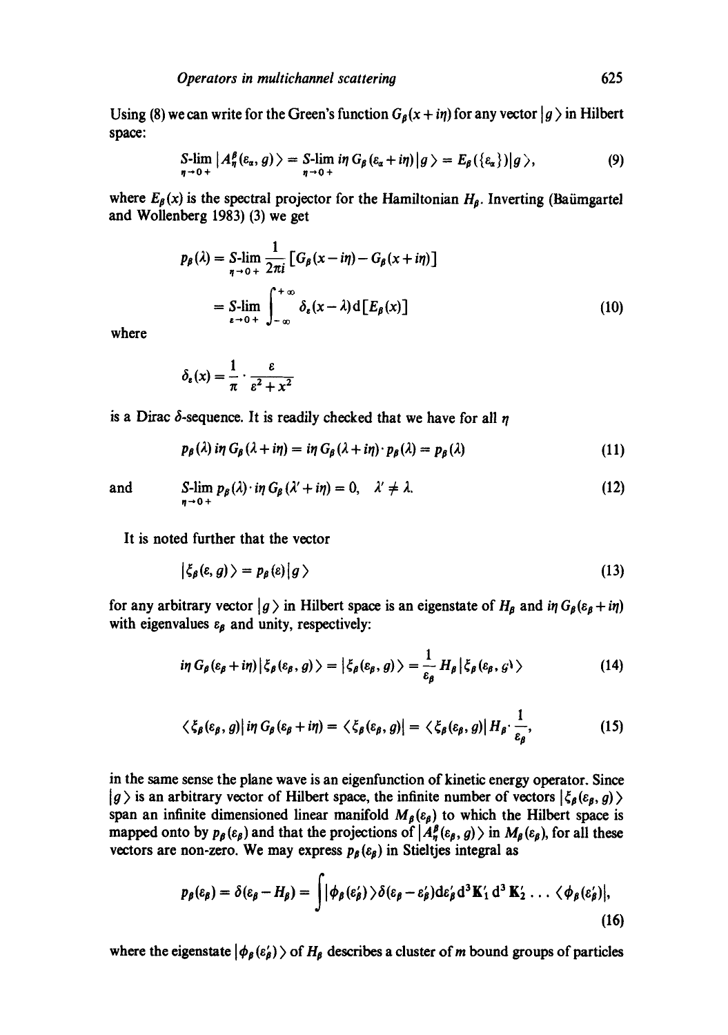Using (8) we can write for the Green's function $G_\beta(x+i\eta)$ for any vector $|g\rangle$ in Hilbert space:

$$\underset{\eta\to 0+}{S\text{-lim}}\,|A_\eta^\beta(\varepsilon_\alpha, g)\rangle = \underset{\eta\to 0+}{S\text{-lim}}\, i\eta\, G_\beta(\varepsilon_\alpha + i\eta)|g\rangle = E_\beta(\{\varepsilon_\alpha\})|g\rangle, \tag{9}$$

where $E_\beta(x)$ is the spectral projector for the Hamiltonian $H_\beta$. Inverting (Baümgartel and Wollenberg 1983) (3) we get

$$\begin{aligned} p_\beta(\lambda) &= \underset{\eta\to 0+}{S\text{-lim}}\,\frac{1}{2\pi i}\left[G_\beta(x-i\eta) - G_\beta(x+i\eta)\right] \\ &= \underset{\varepsilon\to 0+}{S\text{-lim}}\int_{-\infty}^{+\infty} \delta_\varepsilon(x-\lambda)\,\mathrm{d}[E_\beta(x)] \end{aligned} \tag{10}$$

where

$$\delta_\varepsilon(x) = \frac{1}{\pi}\cdot\frac{\varepsilon}{\varepsilon^2 + x^2}$$

is a Dirac $\delta$-sequence. It is readily checked that we have for all $\eta$

$$p_\beta(\lambda)\, i\eta\, G_\beta(\lambda + i\eta) = i\eta\, G_\beta(\lambda + i\eta)\cdot p_\beta(\lambda) = p_\beta(\lambda) \tag{11}$$

and

$$\underset{\eta\to 0+}{S\text{-lim}}\, p_\beta(\lambda)\cdot i\eta\, G_\beta(\lambda' + i\eta) = 0, \quad \lambda' \neq \lambda. \tag{12}$$

It is noted further that the vector

$$|\xi_\beta(\varepsilon, g)\rangle = p_\beta(\varepsilon)|g\rangle \tag{13}$$

for any arbitrary vector $|g\rangle$ in Hilbert space is an eigenstate of $H_\beta$ and $i\eta\, G_\beta(\varepsilon_\beta + i\eta)$ with eigenvalues $\varepsilon_\beta$ and unity, respectively:

$$i\eta\, G_\beta(\varepsilon_\beta + i\eta)|\xi_\beta(\varepsilon_\beta, g)\rangle = |\xi_\beta(\varepsilon_\beta, g)\rangle = \frac{1}{\varepsilon_\beta} H_\beta |\xi_\beta(\varepsilon_\beta, g)\rangle \tag{14}$$

$$\langle \xi_\beta(\varepsilon_\beta, g)|\, i\eta\, G_\beta(\varepsilon_\beta + i\eta) = \langle \xi_\beta(\varepsilon_\beta, g)| = \langle \xi_\beta(\varepsilon_\beta, g)|\, H_\beta \cdot \frac{1}{\varepsilon_\beta}, \tag{15}$$

in the same sense the plane wave is an eigenfunction of kinetic energy operator. Since $|g\rangle$ is an arbitrary vector of Hilbert space, the infinite number of vectors $|\xi_\beta(\varepsilon_\beta, g)\rangle$ span an infinite dimensioned linear manifold $M_\beta(\varepsilon_\beta)$ to which the Hilbert space is mapped onto by $p_\beta(\varepsilon_\beta)$ and that the projections of $|A_\eta^\beta(\varepsilon_\beta, g)\rangle$ in $M_\beta(\varepsilon_\beta)$, for all these vectors are non-zero. We may express $p_\beta(\varepsilon_\beta)$ in Stieltjes integral as

$$p_\beta(\varepsilon_\beta) = \delta(\varepsilon_\beta - H_\beta) = \int |\phi_\beta(\varepsilon_\beta')\rangle \delta(\varepsilon_\beta - \varepsilon_\beta')\,\mathrm{d}\varepsilon_\beta'\, \mathrm{d}^3\mathbf{K}_1'\, \mathrm{d}^3\mathbf{K}_2' \ldots \langle \phi_\beta(\varepsilon_\beta')|, \tag{16}$$

where the eigenstate $|\phi_\beta(\varepsilon_\beta')\rangle$ of $H_\beta$ describes a cluster of $m$ bound groups of particles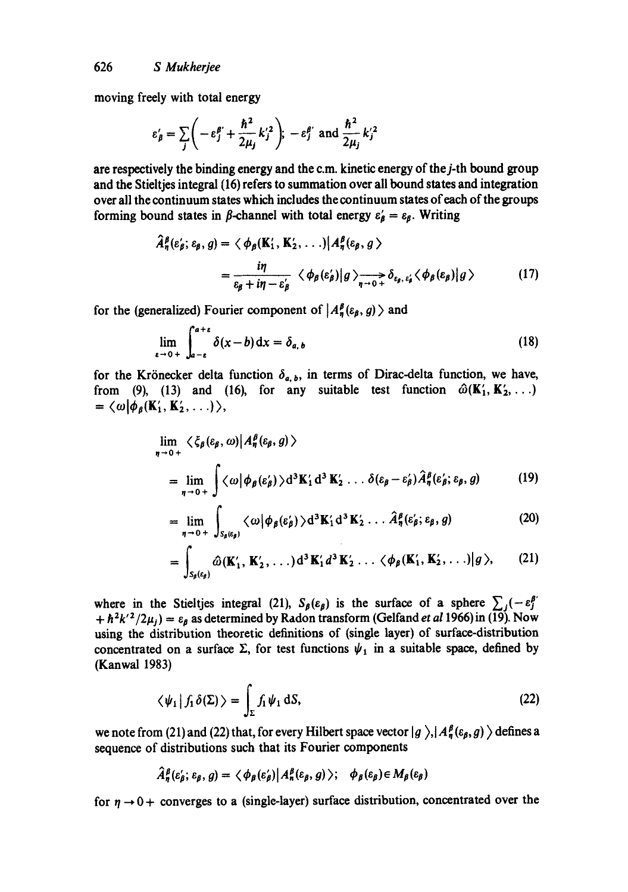moving freely with total energy

$$\varepsilon'_\beta = \sum_j \left( -\varepsilon_j^{\beta'} + \frac{\hbar^2}{2\mu_j} k_j'^2 \right); \; -\varepsilon_j^{\beta'} \text{ and } \frac{\hbar^2}{2\mu_j} k_j'^2$$

are respectively the binding energy and the c.m. kinetic energy of the $j$-th bound group and the Stieltjes integral (16) refers to summation over all bound states and integration over all the continuum states which includes the continuum states of each of the groups forming bound states in $\beta$-channel with total energy $\varepsilon'_\beta = \varepsilon_\beta$. Writing

$$\hat{A}_\eta^\beta(\varepsilon'_\beta; \varepsilon_\beta, g) = \langle \phi_\beta(\mathbf{K}'_1, \mathbf{K}'_2, \ldots) | A_\eta^\beta(\varepsilon_\beta, g) \rangle$$

$$= \frac{i\eta}{\varepsilon_\beta + i\eta - \varepsilon'_\beta} \langle \phi_\beta(\varepsilon'_\beta) | g \rangle \underset{\eta \to 0+}{\longrightarrow} \delta_{\varepsilon_\beta, \varepsilon'_\beta} \langle \phi_\beta(\varepsilon_\beta) | g \rangle \tag{17}$$

for the (generalized) Fourier component of $|A_\eta^\beta(\varepsilon_\beta, g)\rangle$ and

$$\lim_{\varepsilon \to 0+} \int_{a-\varepsilon}^{a+\varepsilon} \delta(x-b)\, \mathrm{d}x = \delta_{a,b} \tag{18}$$

for the Krönecker delta function $\delta_{a,b}$, in terms of Dirac-delta function, we have, from (9), (13) and (16), for any suitable test function $\hat{\omega}(\mathbf{K}'_1, \mathbf{K}'_2, \ldots) = \langle \omega | \phi_\beta(\mathbf{K}'_1, \mathbf{K}'_2, \ldots) \rangle$,

$$\lim_{\eta \to 0+} \langle \xi_\beta(\varepsilon_\beta, \omega) | A_\eta^\beta(\varepsilon_\beta, g) \rangle$$

$$= \lim_{\eta \to 0+} \int \langle \omega | \phi_\beta(\varepsilon'_\beta) \rangle \mathrm{d}^3\mathbf{K}'_1 \mathrm{d}^3\mathbf{K}'_2 \ldots \delta(\varepsilon_\beta - \varepsilon'_\beta) \hat{A}_\eta^\beta(\varepsilon'_\beta; \varepsilon_\beta, g) \tag{19}$$

$$= \lim_{\eta \to 0+} \int_{S_\beta(\varepsilon_\beta)} \langle \omega | \phi_\beta(\varepsilon'_\beta) \rangle \mathrm{d}^3\mathbf{K}'_1 \mathrm{d}^3\mathbf{K}'_2 \ldots \hat{A}_\eta^\beta(\varepsilon'_\beta; \varepsilon_\beta, g) \tag{20}$$

$$= \int_{S_\beta(\varepsilon_\beta)} \hat{\omega}(\mathbf{K}'_1, \mathbf{K}'_2, \ldots) \mathrm{d}^3\mathbf{K}'_1 \mathrm{d}^3\mathbf{K}'_2 \ldots \langle \phi_\beta(\mathbf{K}'_1, \mathbf{K}'_2, \ldots) | g \rangle, \tag{21}$$

where in the Stieltjes integral (21), $S_\beta(\varepsilon_\beta)$ is the surface of a sphere $\sum_j (-\varepsilon_j^{\beta'} + \hbar^2 k'^2 / 2\mu_j) = \varepsilon_\beta$ as determined by Radon transform (Gelfand *et al* 1966) in (19). Now using the distribution theoretic definitions of (single layer) of surface-distribution concentrated on a surface $\Sigma$, for test functions $\psi_1$ in a suitable space, defined by (Kanwal 1983)

$$\langle \psi_1 | f_1 \delta(\Sigma) \rangle = \int_\Sigma f_1 \psi_1 \, \mathrm{d}S, \tag{22}$$

we note from (21) and (22) that, for every Hilbert space vector $|g\rangle$, $|A_\eta^\beta(\varepsilon_\beta, g)\rangle$ defines a sequence of distributions such that its Fourier components

$$\hat{A}_\eta^\beta(\varepsilon'_\beta; \varepsilon_\beta, g) = \langle \phi_\beta(\varepsilon'_\beta) | A_\eta^\beta(\varepsilon_\beta, g) \rangle; \quad \phi_\beta(\varepsilon_\beta) \in M_\beta(\varepsilon_\beta)$$

for $\eta \to 0+$ converges to a (single-layer) surface distribution, concentrated over the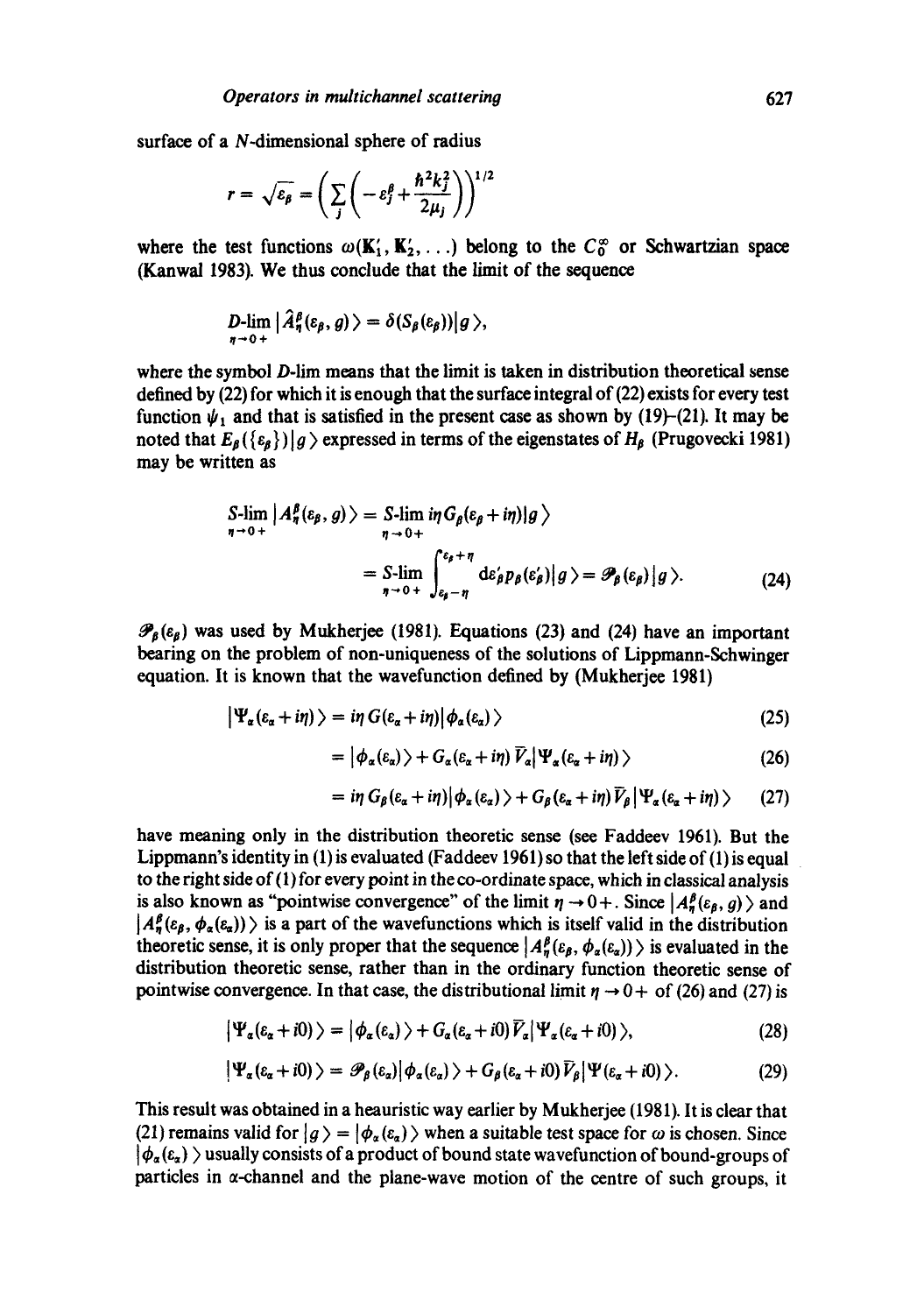surface of a $N$-dimensional sphere of radius

$$r = \sqrt{\varepsilon_\beta} = \left( \sum_j \left( -\varepsilon_j^\beta + \frac{\hbar^2 k_j^2}{2\mu_j} \right) \right)^{1/2}$$

where the test functions $\omega(\mathbf{K}_1', \mathbf{K}_2', \ldots)$ belong to the $C_0^\infty$ or Schwartzian space (Kanwal 1983). We thus conclude that the limit of the sequence

$$\underset{\eta \to 0+}{D\text{-lim}} \, |\hat{A}_\eta^\beta(\varepsilon_\beta, g)\rangle = \delta(S_\beta(\varepsilon_\beta))|g\rangle,$$

where the symbol $D$-lim means that the limit is taken in distribution theoretical sense defined by (22) for which it is enough that the surface integral of (22) exists for every test function $\psi_1$ and that is satisfied in the present case as shown by (19)–(21). It may be noted that $E_\beta(\{\varepsilon_\beta\})|g\rangle$ expressed in terms of the eigenstates of $H_\beta$ (Prugovecki 1981) may be written as

$$\begin{aligned}
\underset{\eta \to 0+}{S\text{-lim}} \, |A_\eta^\beta(\varepsilon_\beta, g)\rangle &= \underset{\eta \to 0+}{S\text{-lim}} \, i\eta G_\beta(\varepsilon_\beta + i\eta)|g\rangle \\
&= \underset{\eta \to 0+}{S\text{-lim}} \int_{\varepsilon_\beta - \eta}^{\varepsilon_\beta + \eta} \mathrm{d}\varepsilon_\beta' p_\beta(\varepsilon_\beta')|g\rangle = \mathscr{P}_\beta(\varepsilon_\beta)|g\rangle. \qquad (24)
\end{aligned}$$

$\mathscr{P}_\beta(\varepsilon_\beta)$ was used by Mukherjee (1981). Equations (23) and (24) have an important bearing on the problem of non-uniqueness of the solutions of Lippmann-Schwinger equation. It is known that the wavefunction defined by (Mukherjee 1981)

$$|\Psi_\alpha(\varepsilon_\alpha + i\eta)\rangle = i\eta \, G(\varepsilon_\alpha + i\eta)|\phi_\alpha(\varepsilon_\alpha)\rangle \qquad (25)$$

$$= |\phi_\alpha(\varepsilon_\alpha)\rangle + G_\alpha(\varepsilon_\alpha + i\eta)\bar{V}_\alpha|\Psi_\alpha(\varepsilon_\alpha + i\eta)\rangle \qquad (26)$$

$$= i\eta \, G_\beta(\varepsilon_\alpha + i\eta)|\phi_\alpha(\varepsilon_\alpha)\rangle + G_\beta(\varepsilon_\alpha + i\eta)\bar{V}_\beta|\Psi_\alpha(\varepsilon_\alpha + i\eta)\rangle \qquad (27)$$

have meaning only in the distribution theoretic sense (see Faddeev 1961). But the Lippmann's identity in (1) is evaluated (Faddeev 1961) so that the left side of (1) is equal to the right side of (1) for every point in the co-ordinate space, which in classical analysis is also known as "pointwise convergence" of the limit $\eta \to 0+$. Since $|A_\eta^\beta(\varepsilon_\beta, g)\rangle$ and $|A_\eta^\beta(\varepsilon_\beta, \phi_\alpha(\varepsilon_\alpha))\rangle$ is a part of the wavefunctions which is itself valid in the distribution theoretic sense, it is only proper that the sequence $|A_\eta^\beta(\varepsilon_\beta, \phi_\alpha(\varepsilon_\alpha))\rangle$ is evaluated in the distribution theoretic sense, rather than in the ordinary function theoretic sense of pointwise convergence. In that case, the distributional limit $\eta \to 0+$ of (26) and (27) is

$$|\Psi_\alpha(\varepsilon_\alpha + i0)\rangle = |\phi_\alpha(\varepsilon_\alpha)\rangle + G_\alpha(\varepsilon_\alpha + i0)\bar{V}_\alpha|\Psi_\alpha(\varepsilon_\alpha + i0)\rangle, \qquad (28)$$

$$|\Psi_\alpha(\varepsilon_\alpha + i0)\rangle = \mathscr{P}_\beta(\varepsilon_\alpha)|\phi_\alpha(\varepsilon_\alpha)\rangle + G_\beta(\varepsilon_\alpha + i0)\bar{V}_\beta|\Psi(\varepsilon_\alpha + i0)\rangle. \qquad (29)$$

This result was obtained in a heauristic way earlier by Mukherjee (1981). It is clear that (21) remains valid for $|g\rangle = |\phi_\alpha(\varepsilon_\alpha)\rangle$ when a suitable test space for $\omega$ is chosen. Since $|\phi_\alpha(\varepsilon_\alpha)\rangle$ usually consists of a product of bound state wavefunction of bound-groups of particles in $\alpha$-channel and the plane-wave motion of the centre of such groups, it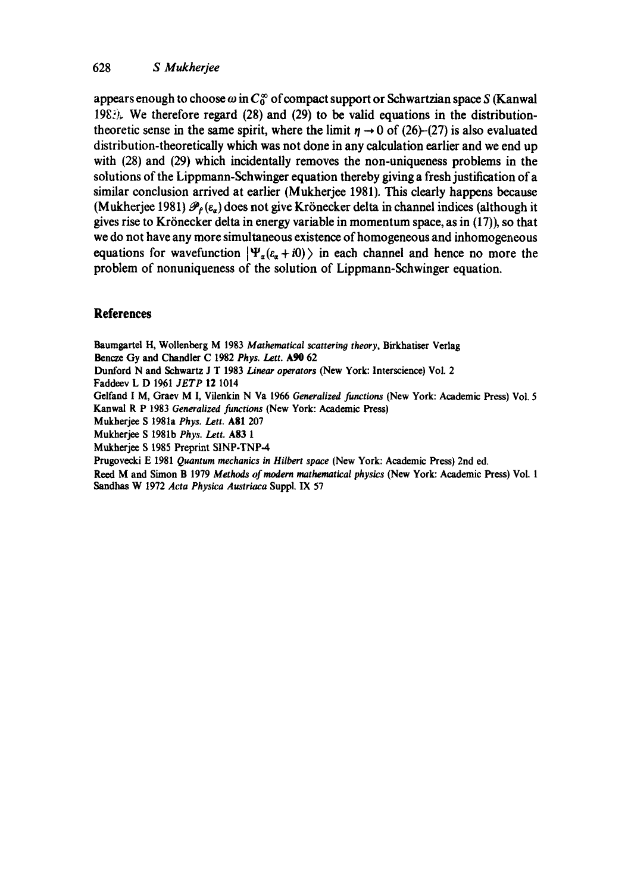appears enough to choose $\omega$ in $C_0^\infty$ of compact support or Schwartzian space $S$ (Kanwal 1983). We therefore regard (28) and (29) to be valid equations in the distribution-theoretic sense in the same spirit, where the limit $\eta \to 0$ of (26)–(27) is also evaluated distribution-theoretically which was not done in any calculation earlier and we end up with (28) and (29) which incidentally removes the non-uniqueness problems in the solutions of the Lippmann-Schwinger equation thereby giving a fresh justification of a similar conclusion arrived at earlier (Mukherjee 1981). This clearly happens because (Mukherjee 1981) $\mathscr{P}_f(\varepsilon_\alpha)$ does not give Krönecker delta in channel indices (although it gives rise to Krönecker delta in energy variable in momentum space, as in (17)), so that we do not have any more simultaneous existence of homogeneous and inhomogeneous equations for wavefunction $|\Psi_\alpha(\varepsilon_\alpha + i0)\rangle$ in each channel and hence no more the problem of nonuniqueness of the solution of Lippmann-Schwinger equation.

## References

Baumgartel H, Wollenberg M 1983 *Mathematical scattering theory*, Birkhatiser Verlag

Bencze Gy and Chandler C 1982 *Phys. Lett.* **A90** 62

Dunford N and Schwartz J T 1983 *Linear operators* (New York: Interscience) Vol. 2

Faddeev L D 1961 *JETP* **12** 1014

Gelfand I M, Graev M I, Vilenkin N Va 1966 *Generalized functions* (New York: Academic Press) Vol. 5

Kanwal R P 1983 *Generalized functions* (New York: Academic Press)

Mukherjee S 1981a *Phys. Lett.* **A81** 207

Mukherjee S 1981b *Phys. Lett.* **A83** 1

Mukherjee S 1985 Preprint SINP-TNP-4

Prugovecki E 1981 *Quantum mechanics in Hilbert space* (New York: Academic Press) 2nd ed.

Reed M and Simon B 1979 *Methods of modern mathematical physics* (New York: Academic Press) Vol. 1

Sandhas W 1972 *Acta Physica Austriaca* Suppl. IX 57